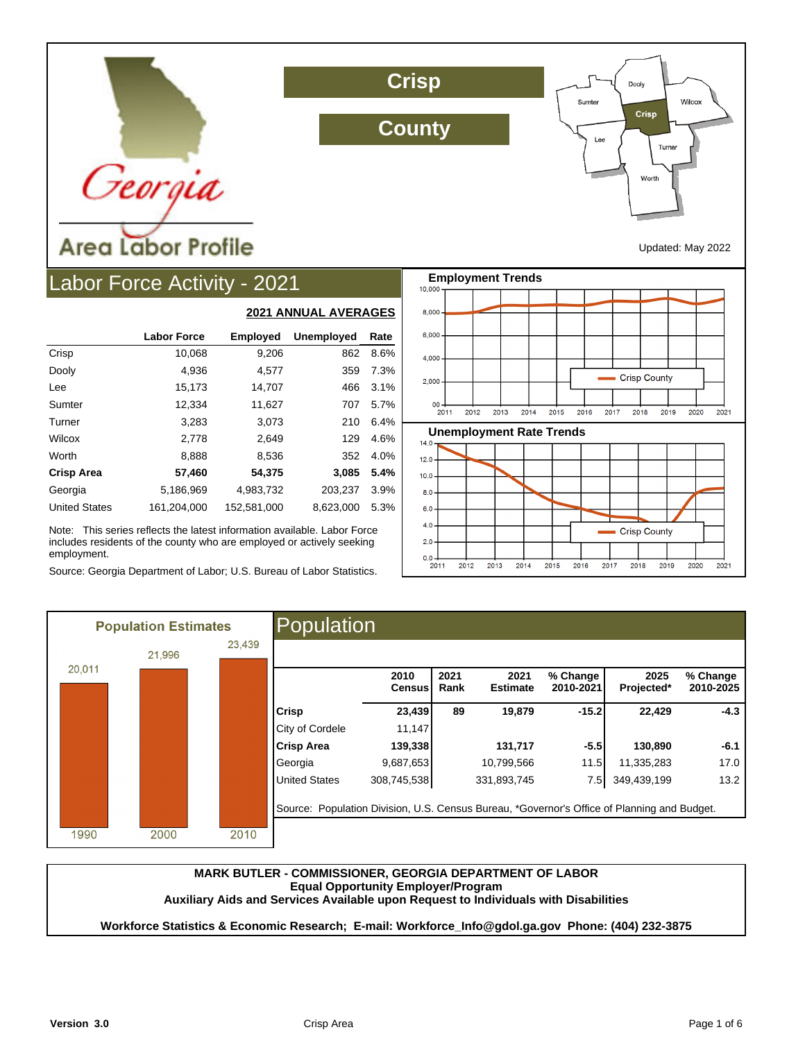# Crisp County

## Georgia Area Labor Profile

Updated: May 2022

## Labor Force Activity - 2021

**2021 ANNUAL AVERAGES**

| | Labor Force | Employed | Unemployed | Rate |
|---|---|---|---|---|
| Crisp | 10,068 | 9,206 | 862 | 8.6% |
| Dooly | 4,936 | 4,577 | 359 | 7.3% |
| Lee | 15,173 | 14,707 | 466 | 3.1% |
| Sumter | 12,334 | 11,627 | 707 | 5.7% |
| Turner | 3,283 | 3,073 | 210 | 6.4% |
| Wilcox | 2,778 | 2,649 | 129 | 4.6% |
| Worth | 8,888 | 8,536 | 352 | 4.0% |
| **Crisp Area** | **57,460** | **54,375** | **3,085** | **5.4%** |
| Georgia | 5,186,969 | 4,983,732 | 203,237 | 3.9% |
| United States | 161,204,000 | 152,581,000 | 8,623,000 | 5.3% |

Note: This series reflects the latest information available. Labor Force includes residents of the county who are employed or actively seeking employment.

Source: Georgia Department of Labor; U.S. Bureau of Labor Statistics.

**Employment Trends**

**Unemployment Rate Trends**

**Population Estimates**

| 1990 | 2000 | 2010 |
|---|---|---|
| 20,011 | 21,996 | 23,439 |

## Population

| | 2010 Census | 2021 Rank | 2021 Estimate | % Change 2010-2021 | 2025 Projected* | % Change 2010-2025 |
|---|---|---|---|---|---|---|
| **Crisp** | **23,439** | **89** | **19,879** | **-15.2** | **22,429** | **-4.3** |
| City of Cordele | 11,147 | | | | | |
| **Crisp Area** | **139,338** | | **131,717** | **-5.5** | **130,890** | **-6.1** |
| Georgia | 9,687,653 | | 10,799,566 | 11.5 | 11,335,283 | 17.0 |
| United States | 308,745,538 | | 331,893,745 | 7.5 | 349,439,199 | 13.2 |

Source: Population Division, U.S. Census Bureau, *Governor's Office of Planning and Budget.

**MARK BUTLER - COMMISSIONER, GEORGIA DEPARTMENT OF LABOR**
**Equal Opportunity Employer/Program**
**Auxiliary Aids and Services Available upon Request to Individuals with Disabilities**

**Workforce Statistics & Economic Research; E-mail: Workforce_Info@gdol.ga.gov Phone: (404) 232-3875**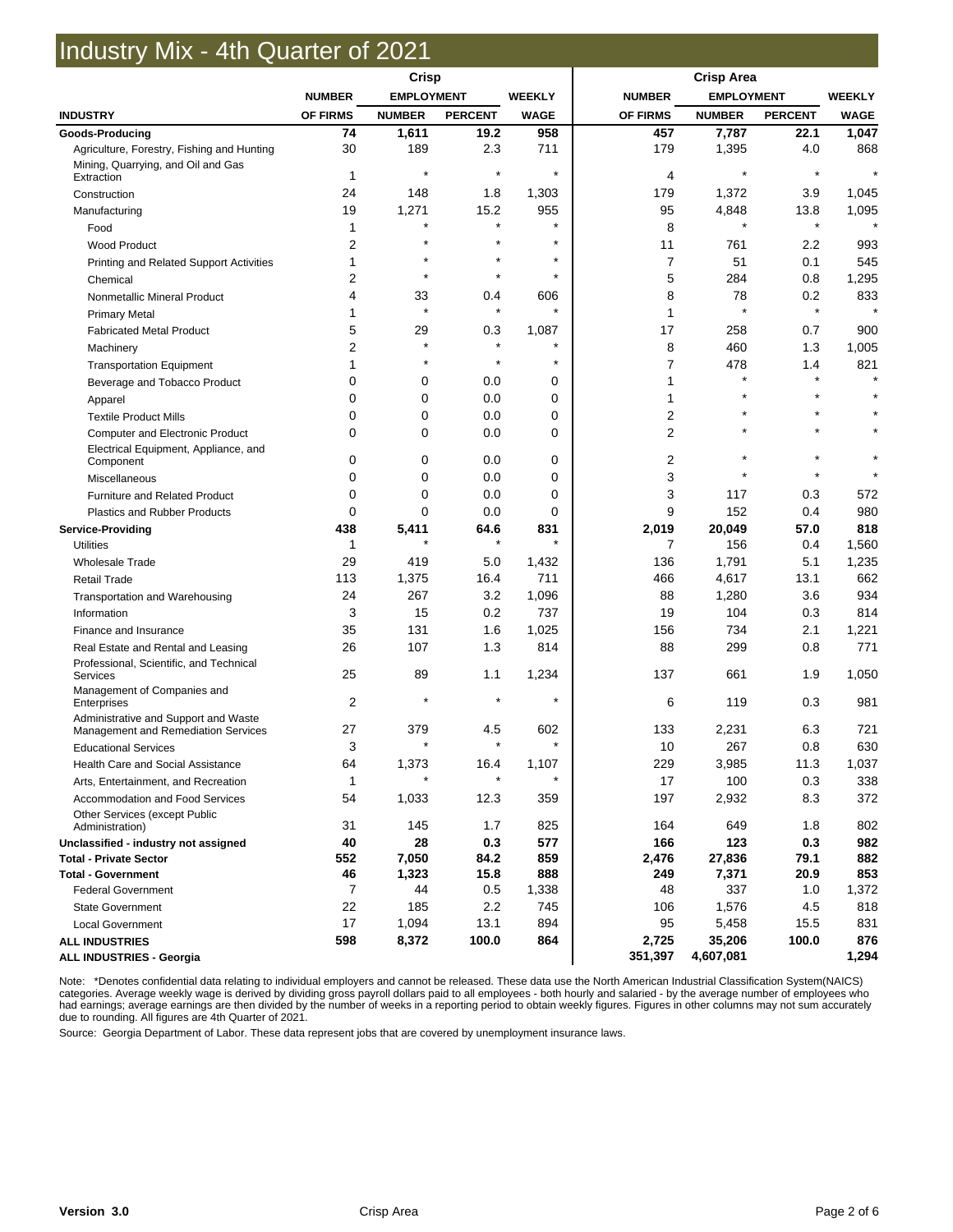# Industry Mix - 4th Quarter of 2021

| INDUSTRY | Crisp NUMBER OF FIRMS | Crisp EMPLOYMENT NUMBER | Crisp EMPLOYMENT PERCENT | Crisp WEEKLY WAGE | Crisp Area NUMBER OF FIRMS | Crisp Area EMPLOYMENT NUMBER | Crisp Area EMPLOYMENT PERCENT | Crisp Area WEEKLY WAGE |
|---|---|---|---|---|---|---|---|---|
| **Goods-Producing** | **74** | **1,611** | **19.2** | **958** | **457** | **7,787** | **22.1** | **1,047** |
| Agriculture, Forestry, Fishing and Hunting | 30 | 189 | 2.3 | 711 | 179 | 1,395 | 4.0 | 868 |
| Mining, Quarrying, and Oil and Gas Extraction | 1 | * | * | * | 4 | * | * | * |
| Construction | 24 | 148 | 1.8 | 1,303 | 179 | 1,372 | 3.9 | 1,045 |
| Manufacturing | 19 | 1,271 | 15.2 | 955 | 95 | 4,848 | 13.8 | 1,095 |
| Food | 1 | * | * | * | 8 | * | * | * |
| Wood Product | 2 | * | * | * | 11 | 761 | 2.2 | 993 |
| Printing and Related Support Activities | 1 | * | * | * | 7 | 51 | 0.1 | 545 |
| Chemical | 2 | * | * | * | 5 | 284 | 0.8 | 1,295 |
| Nonmetallic Mineral Product | 4 | 33 | 0.4 | 606 | 8 | 78 | 0.2 | 833 |
| Primary Metal | 1 | * | * | * | 1 | * | * | * |
| Fabricated Metal Product | 5 | 29 | 0.3 | 1,087 | 17 | 258 | 0.7 | 900 |
| Machinery | 2 | * | * | * | 8 | 460 | 1.3 | 1,005 |
| Transportation Equipment | 1 | * | * | * | 7 | 478 | 1.4 | 821 |
| Beverage and Tobacco Product | 0 | 0 | 0.0 | 0 | 1 | * | * | * |
| Apparel | 0 | 0 | 0.0 | 0 | 1 | * | * | * |
| Textile Product Mills | 0 | 0 | 0.0 | 0 | 2 | * | * | * |
| Computer and Electronic Product | 0 | 0 | 0.0 | 0 | 2 | * | * | * |
| Electrical Equipment, Appliance, and Component | 0 | 0 | 0.0 | 0 | 2 | * | * | * |
| Miscellaneous | 0 | 0 | 0.0 | 0 | 3 | * | * | * |
| Furniture and Related Product | 0 | 0 | 0.0 | 0 | 3 | 117 | 0.3 | 572 |
| Plastics and Rubber Products | 0 | 0 | 0.0 | 0 | 9 | 152 | 0.4 | 980 |
| **Service-Providing** | **438** | **5,411** | **64.6** | **831** | **2,019** | **20,049** | **57.0** | **818** |
| Utilities | 1 | * | * | * | 7 | 156 | 0.4 | 1,560 |
| Wholesale Trade | 29 | 419 | 5.0 | 1,432 | 136 | 1,791 | 5.1 | 1,235 |
| Retail Trade | 113 | 1,375 | 16.4 | 711 | 466 | 4,617 | 13.1 | 662 |
| Transportation and Warehousing | 24 | 267 | 3.2 | 1,096 | 88 | 1,280 | 3.6 | 934 |
| Information | 3 | 15 | 0.2 | 737 | 19 | 104 | 0.3 | 814 |
| Finance and Insurance | 35 | 131 | 1.6 | 1,025 | 156 | 734 | 2.1 | 1,221 |
| Real Estate and Rental and Leasing | 26 | 107 | 1.3 | 814 | 88 | 299 | 0.8 | 771 |
| Professional, Scientific, and Technical Services | 25 | 89 | 1.1 | 1,234 | 137 | 661 | 1.9 | 1,050 |
| Management of Companies and Enterprises | 2 | * | * | * | 6 | 119 | 0.3 | 981 |
| Administrative and Support and Waste Management and Remediation Services | 27 | 379 | 4.5 | 602 | 133 | 2,231 | 6.3 | 721 |
| Educational Services | 3 | * | * | * | 10 | 267 | 0.8 | 630 |
| Health Care and Social Assistance | 64 | 1,373 | 16.4 | 1,107 | 229 | 3,985 | 11.3 | 1,037 |
| Arts, Entertainment, and Recreation | 1 | * | * | * | 17 | 100 | 0.3 | 338 |
| Accommodation and Food Services | 54 | 1,033 | 12.3 | 359 | 197 | 2,932 | 8.3 | 372 |
| Other Services (except Public Administration) | 31 | 145 | 1.7 | 825 | 164 | 649 | 1.8 | 802 |
| **Unclassified - industry not assigned** | **40** | **28** | **0.3** | **577** | **166** | **123** | **0.3** | **982** |
| **Total - Private Sector** | **552** | **7,050** | **84.2** | **859** | **2,476** | **27,836** | **79.1** | **882** |
| **Total - Government** | **46** | **1,323** | **15.8** | **888** | **249** | **7,371** | **20.9** | **853** |
| Federal Government | 7 | 44 | 0.5 | 1,338 | 48 | 337 | 1.0 | 1,372 |
| State Government | 22 | 185 | 2.2 | 745 | 106 | 1,576 | 4.5 | 818 |
| Local Government | 17 | 1,094 | 13.1 | 894 | 95 | 5,458 | 15.5 | 831 |
| **ALL INDUSTRIES** | **598** | **8,372** | **100.0** | **864** | **2,725** | **35,206** | **100.0** | **876** |
| **ALL INDUSTRIES - Georgia** | | | | | **351,397** | **4,607,081** | | **1,294** |

Note: *Denotes confidential data relating to individual employers and cannot be released. These data use the North American Industrial Classification System(NAICS) categories. Average weekly wage is derived by dividing gross payroll dollars paid to all employees - both hourly and salaried - by the average number of employees who had earnings; average earnings are then divided by the number of weeks in a reporting period to obtain weekly figures. Figures in other columns may not sum accurately due to rounding. All figures are 4th Quarter of 2021.

Source: Georgia Department of Labor. These data represent jobs that are covered by unemployment insurance laws.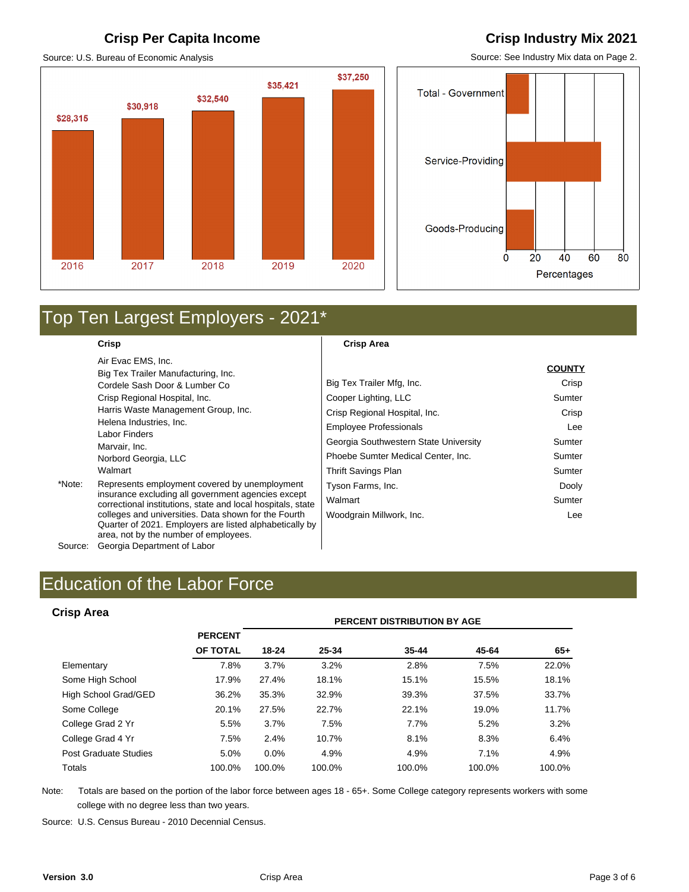## Crisp Per Capita Income

Source: U.S. Bureau of Economic Analysis

| Year | Per Capita Income |
|---|---|
| 2016 | $28,315 |
| 2017 | $30,918 |
| 2018 | $32,540 |
| 2019 | $35.421 |
| 2020 | $37,250 |

## Crisp Industry Mix 2021

Source: See Industry Mix data on Page 2.

Total - Government

Service-Providing

Goods-Producing

0 20 40 60 80

Percentages

# Top Ten Largest Employers - 2021*

**Crisp**

- Air Evac EMS, Inc.
- Big Tex Trailer Manufacturing, Inc.
- Cordele Sash Door & Lumber Co
- Crisp Regional Hospital, Inc.
- Harris Waste Management Group, Inc.
- Helena Industries, Inc.
- Labor Finders
- Marvair, Inc.
- Norbord Georgia, LLC
- Walmart

**Crisp Area**

| | COUNTY |
|---|---|
| Big Tex Trailer Mfg, Inc. | Crisp |
| Cooper Lighting, LLC | Sumter |
| Crisp Regional Hospital, Inc. | Crisp |
| Employee Professionals | Lee |
| Georgia Southwestern State University | Sumter |
| Phoebe Sumter Medical Center, Inc. | Sumter |
| Thrift Savings Plan | Sumter |
| Tyson Farms, Inc. | Dooly |
| Walmart | Sumter |
| Woodgrain Millwork, Inc. | Lee |

*Note: Represents employment covered by unemployment insurance excluding all government agencies except correctional institutions, state and local hospitals, state colleges and universities. Data shown for the Fourth Quarter of 2021. Employers are listed alphabetically by area, not by the number of employees.

Source: Georgia Department of Labor

# Education of the Labor Force

### Crisp Area

| | PERCENT | PERCENT DISTRIBUTION BY AGE | | | | |
|---|---|---|---|---|---|---|
| | OF TOTAL | 18-24 | 25-34 | 35-44 | 45-64 | 65+ |
| Elementary | 7.8% | 3.7% | 3.2% | 2.8% | 7.5% | 22.0% |
| Some High School | 17.9% | 27.4% | 18.1% | 15.1% | 15.5% | 18.1% |
| High School Grad/GED | 36.2% | 35.3% | 32.9% | 39.3% | 37.5% | 33.7% |
| Some College | 20.1% | 27.5% | 22.7% | 22.1% | 19.0% | 11.7% |
| College Grad 2 Yr | 5.5% | 3.7% | 7.5% | 7.7% | 5.2% | 3.2% |
| College Grad 4 Yr | 7.5% | 2.4% | 10.7% | 8.1% | 8.3% | 6.4% |
| Post Graduate Studies | 5.0% | 0.0% | 4.9% | 4.9% | 7.1% | 4.9% |
| Totals | 100.0% | 100.0% | 100.0% | 100.0% | 100.0% | 100.0% |

Note: Totals are based on the portion of the labor force between ages 18 - 65+. Some College category represents workers with some college with no degree less than two years.

Source: U.S. Census Bureau - 2010 Decennial Census.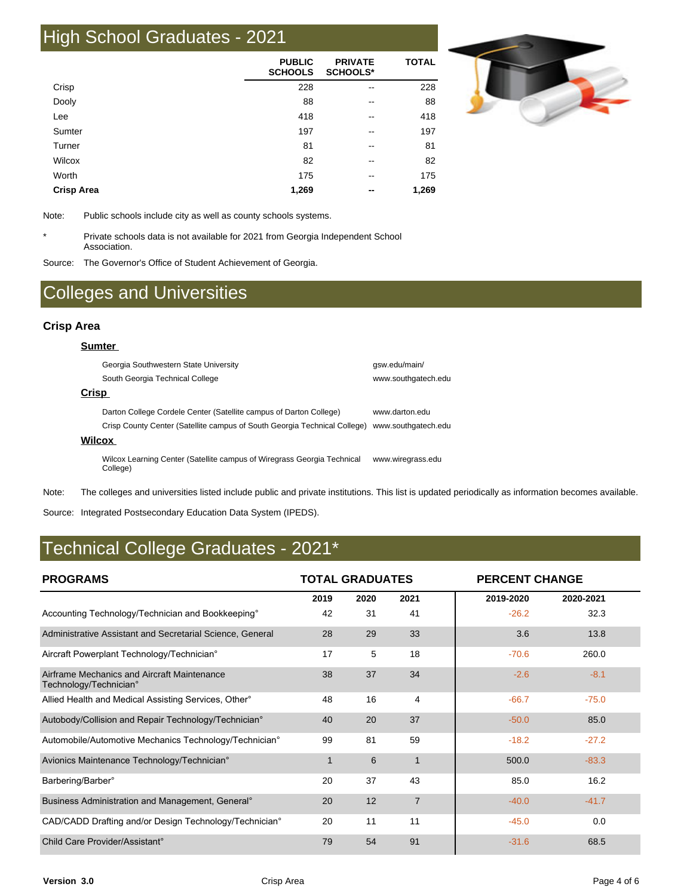# High School Graduates - 2021

| | PUBLIC SCHOOLS | PRIVATE SCHOOLS* | TOTAL |
|---|---|---|---|
| Crisp | 228 | -- | 228 |
| Dooly | 88 | -- | 88 |
| Lee | 418 | -- | 418 |
| Sumter | 197 | -- | 197 |
| Turner | 81 | -- | 81 |
| Wilcox | 82 | -- | 82 |
| Worth | 175 | -- | 175 |
| **Crisp Area** | **1,269** | **--** | **1,269** |

Note: Public schools include city as well as county schools systems.

\* Private schools data is not available for 2021 from Georgia Independent School Association.

Source: The Governor's Office of Student Achievement of Georgia.

# Colleges and Universities

### Crisp Area

**Sumter**

| | |
|---|---|
| Georgia Southwestern State University | gsw.edu/main/ |
| South Georgia Technical College | www.southgatech.edu |

**Crisp**

| | |
|---|---|
| Darton College Cordele Center (Satellite campus of Darton College) | www.darton.edu |
| Crisp County Center (Satellite campus of South Georgia Technical College) | www.southgatech.edu |

**Wilcox**

| | |
|---|---|
| Wilcox Learning Center (Satellite campus of Wiregrass Georgia Technical College) | www.wiregrass.edu |

Note: The colleges and universities listed include public and private institutions. This list is updated periodically as information becomes available.

Source: Integrated Postsecondary Education Data System (IPEDS).

# Technical College Graduates - 2021*

| PROGRAMS | TOTAL GRADUATES | | | PERCENT CHANGE | |
|---|---|---|---|---|---|
| | 2019 | 2020 | 2021 | 2019-2020 | 2020-2021 |
| Accounting Technology/Technician and Bookkeeping° | 42 | 31 | 41 | -26.2 | 32.3 |
| Administrative Assistant and Secretarial Science, General | 28 | 29 | 33 | 3.6 | 13.8 |
| Aircraft Powerplant Technology/Technician° | 17 | 5 | 18 | -70.6 | 260.0 |
| Airframe Mechanics and Aircraft Maintenance Technology/Technician° | 38 | 37 | 34 | -2.6 | -8.1 |
| Allied Health and Medical Assisting Services, Other° | 48 | 16 | 4 | -66.7 | -75.0 |
| Autobody/Collision and Repair Technology/Technician° | 40 | 20 | 37 | -50.0 | 85.0 |
| Automobile/Automotive Mechanics Technology/Technician° | 99 | 81 | 59 | -18.2 | -27.2 |
| Avionics Maintenance Technology/Technician° | 1 | 6 | 1 | 500.0 | -83.3 |
| Barbering/Barber° | 20 | 37 | 43 | 85.0 | 16.2 |
| Business Administration and Management, General° | 20 | 12 | 7 | -40.0 | -41.7 |
| CAD/CADD Drafting and/or Design Technology/Technician° | 20 | 11 | 11 | -45.0 | 0.0 |
| Child Care Provider/Assistant° | 79 | 54 | 91 | -31.6 | 68.5 |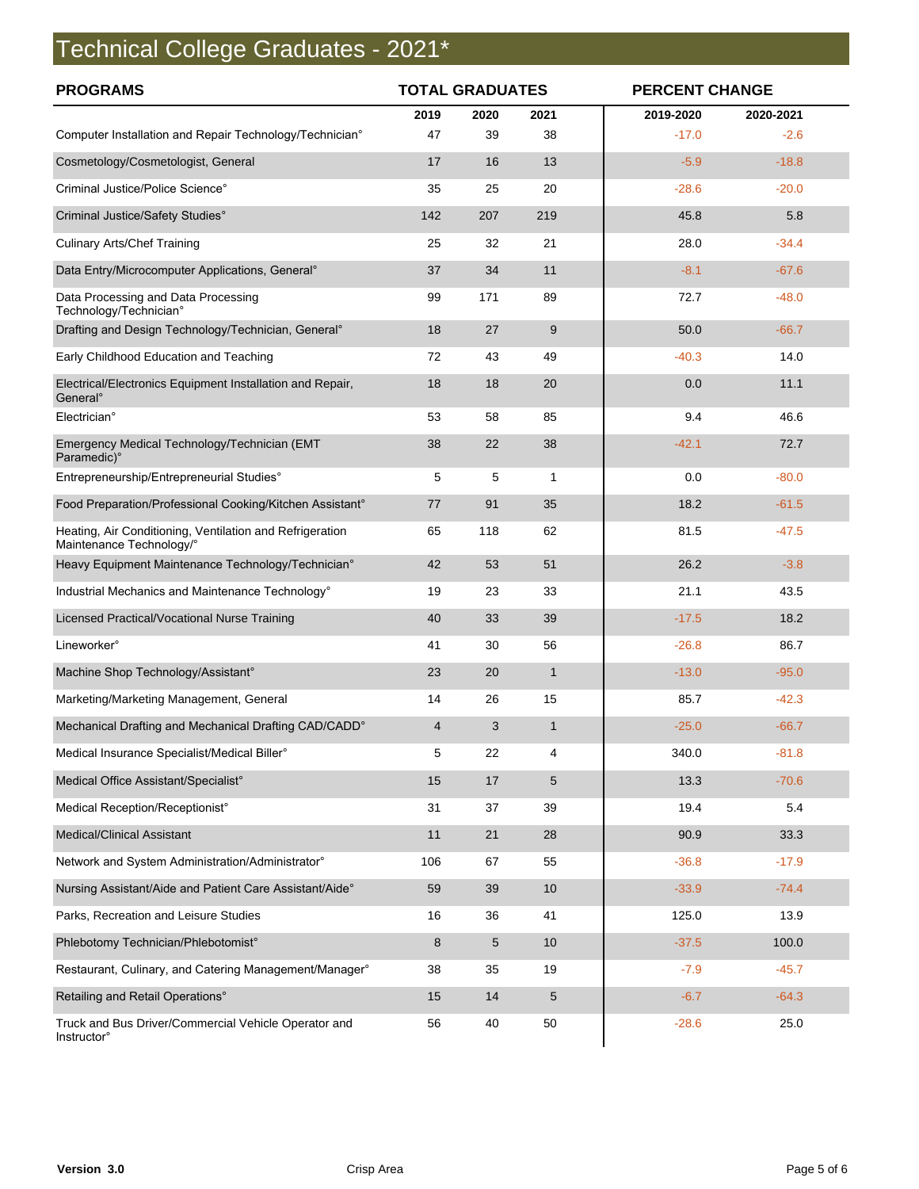# Technical College Graduates - 2021*

| PROGRAMS | TOTAL GRADUATES | | | PERCENT CHANGE | |
|---|---|---|---|---|---|
| | 2019 | 2020 | 2021 | 2019-2020 | 2020-2021 |
| Computer Installation and Repair Technology/Technician° | 47 | 39 | 38 | -17.0 | -2.6 |
| Cosmetology/Cosmetologist, General | 17 | 16 | 13 | -5.9 | -18.8 |
| Criminal Justice/Police Science° | 35 | 25 | 20 | -28.6 | -20.0 |
| Criminal Justice/Safety Studies° | 142 | 207 | 219 | 45.8 | 5.8 |
| Culinary Arts/Chef Training | 25 | 32 | 21 | 28.0 | -34.4 |
| Data Entry/Microcomputer Applications, General° | 37 | 34 | 11 | -8.1 | -67.6 |
| Data Processing and Data Processing Technology/Technician° | 99 | 171 | 89 | 72.7 | -48.0 |
| Drafting and Design Technology/Technician, General° | 18 | 27 | 9 | 50.0 | -66.7 |
| Early Childhood Education and Teaching | 72 | 43 | 49 | -40.3 | 14.0 |
| Electrical/Electronics Equipment Installation and Repair, General° | 18 | 18 | 20 | 0.0 | 11.1 |
| Electrician° | 53 | 58 | 85 | 9.4 | 46.6 |
| Emergency Medical Technology/Technician (EMT Paramedic)° | 38 | 22 | 38 | -42.1 | 72.7 |
| Entrepreneurship/Entrepreneurial Studies° | 5 | 5 | 1 | 0.0 | -80.0 |
| Food Preparation/Professional Cooking/Kitchen Assistant° | 77 | 91 | 35 | 18.2 | -61.5 |
| Heating, Air Conditioning, Ventilation and Refrigeration Maintenance Technology/° | 65 | 118 | 62 | 81.5 | -47.5 |
| Heavy Equipment Maintenance Technology/Technician° | 42 | 53 | 51 | 26.2 | -3.8 |
| Industrial Mechanics and Maintenance Technology° | 19 | 23 | 33 | 21.1 | 43.5 |
| Licensed Practical/Vocational Nurse Training | 40 | 33 | 39 | -17.5 | 18.2 |
| Lineworker° | 41 | 30 | 56 | -26.8 | 86.7 |
| Machine Shop Technology/Assistant° | 23 | 20 | 1 | -13.0 | -95.0 |
| Marketing/Marketing Management, General | 14 | 26 | 15 | 85.7 | -42.3 |
| Mechanical Drafting and Mechanical Drafting CAD/CADD° | 4 | 3 | 1 | -25.0 | -66.7 |
| Medical Insurance Specialist/Medical Biller° | 5 | 22 | 4 | 340.0 | -81.8 |
| Medical Office Assistant/Specialist° | 15 | 17 | 5 | 13.3 | -70.6 |
| Medical Reception/Receptionist° | 31 | 37 | 39 | 19.4 | 5.4 |
| Medical/Clinical Assistant | 11 | 21 | 28 | 90.9 | 33.3 |
| Network and System Administration/Administrator° | 106 | 67 | 55 | -36.8 | -17.9 |
| Nursing Assistant/Aide and Patient Care Assistant/Aide° | 59 | 39 | 10 | -33.9 | -74.4 |
| Parks, Recreation and Leisure Studies | 16 | 36 | 41 | 125.0 | 13.9 |
| Phlebotomy Technician/Phlebotomist° | 8 | 5 | 10 | -37.5 | 100.0 |
| Restaurant, Culinary, and Catering Management/Manager° | 38 | 35 | 19 | -7.9 | -45.7 |
| Retailing and Retail Operations° | 15 | 14 | 5 | -6.7 | -64.3 |
| Truck and Bus Driver/Commercial Vehicle Operator and Instructor° | 56 | 40 | 50 | -28.6 | 25.0 |

**Version 3.0** Crisp Area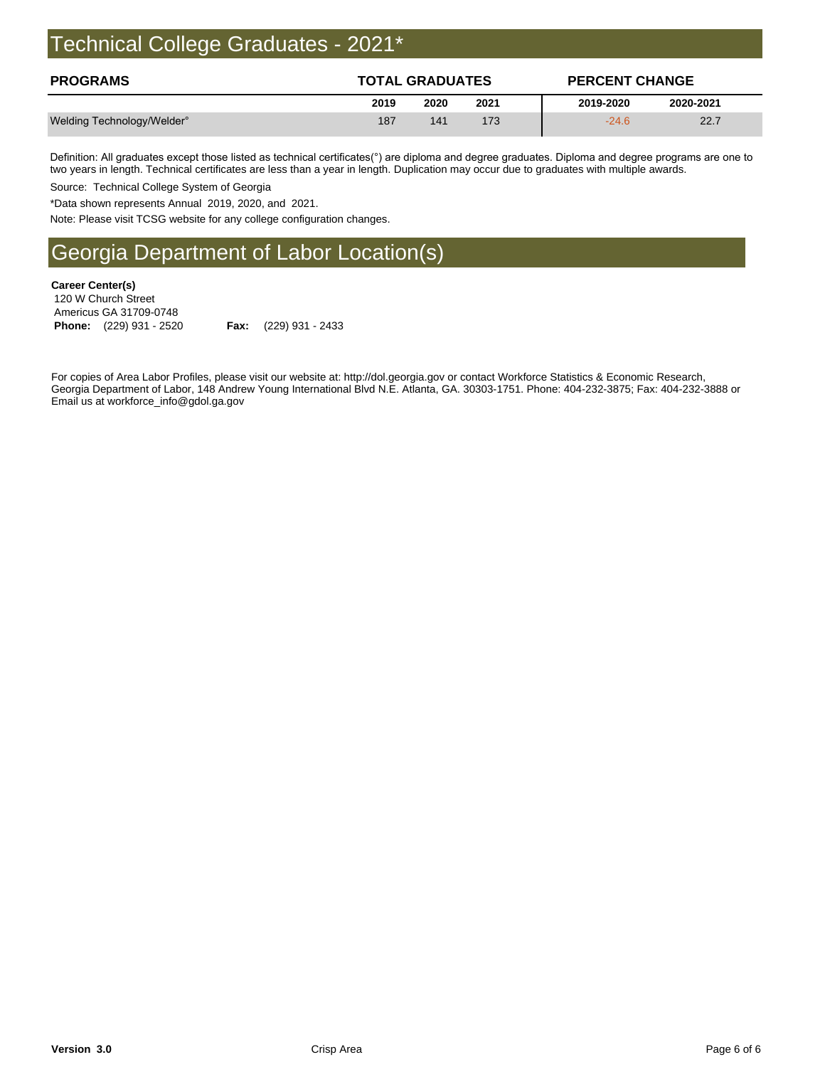# Technical College Graduates - 2021*

| PROGRAMS | TOTAL GRADUATES | | | PERCENT CHANGE | |
|---|---|---|---|---|---|
| | 2019 | 2020 | 2021 | 2019-2020 | 2020-2021 |
| Welding Technology/Welder° | 187 | 141 | 173 | -24.6 | 22.7 |

Definition: All graduates except those listed as technical certificates(°) are diploma and degree graduates. Diploma and degree programs are one to two years in length. Technical certificates are less than a year in length. Duplication may occur due to graduates with multiple awards.

Source: Technical College System of Georgia

*Data shown represents Annual 2019, 2020, and 2021.

Note: Please visit TCSG website for any college configuration changes.

# Georgia Department of Labor Location(s)

**Career Center(s)**

120 W Church Street
Americus GA 31709-0748
**Phone:** (229) 931 - 2520 **Fax:** (229) 931 - 2433

For copies of Area Labor Profiles, please visit our website at: http://dol.georgia.gov or contact Workforce Statistics & Economic Research, Georgia Department of Labor, 148 Andrew Young International Blvd N.E. Atlanta, GA. 30303-1751. Phone: 404-232-3875; Fax: 404-232-3888 or Email us at workforce_info@gdol.ga.gov